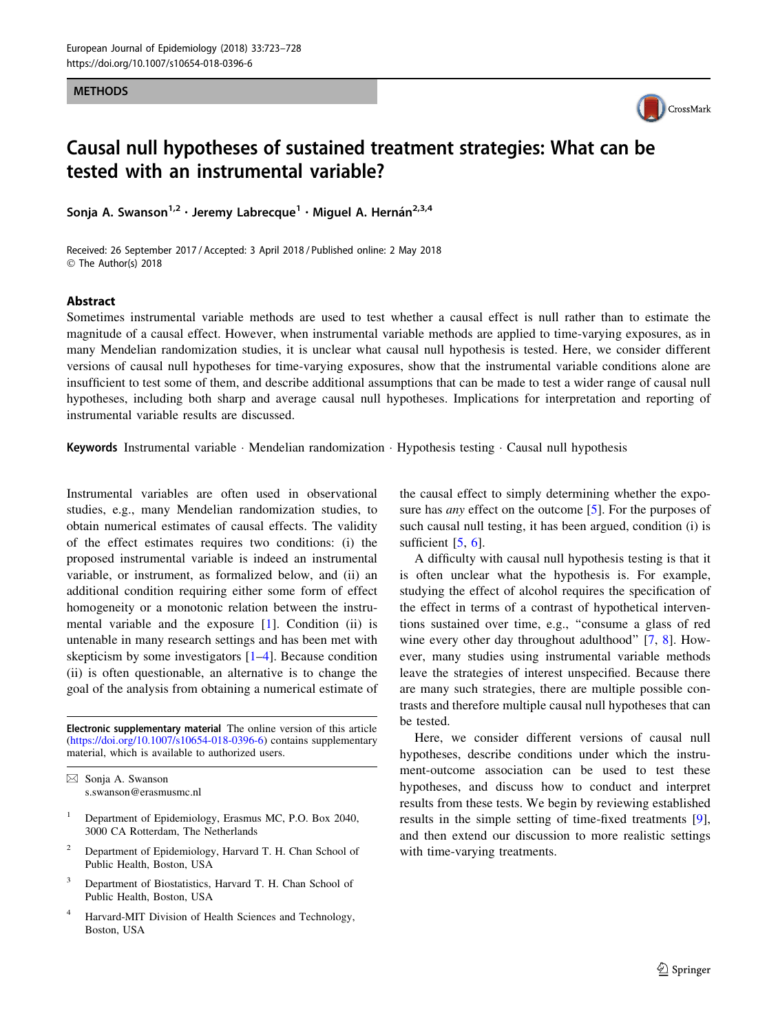METHODS

# Causal null hypotheses of sustained treatment strategies: What can be tested with an instrumental variable?

**Sonja A. Swanson[1,2] · Jeremy Labrecque[1] · Miguel A. Hernán[2,3,4]**

Received: 26 September 2017 / Accepted: 3 April 2018 / Published online: 2 May 2018
© The Author(s) 2018

## Abstract

Sometimes instrumental variable methods are used to test whether a causal effect is null rather than to estimate the magnitude of a causal effect. However, when instrumental variable methods are applied to time-varying exposures, as in many Mendelian randomization studies, it is unclear what causal null hypothesis is tested. Here, we consider different versions of causal null hypotheses for time-varying exposures, show that the instrumental variable conditions alone are insufficient to test some of them, and describe additional assumptions that can be made to test a wider range of causal null hypotheses, including both sharp and average causal null hypotheses. Implications for interpretation and reporting of instrumental variable results are discussed.

**Keywords** Instrumental variable · Mendelian randomization · Hypothesis testing · Causal null hypothesis

Instrumental variables are often used in observational studies, e.g., many Mendelian randomization studies, to obtain numerical estimates of causal effects. The validity of the effect estimates requires two conditions: (i) the proposed instrumental variable is indeed an instrumental variable, or instrument, as formalized below, and (ii) an additional condition requiring either some form of effect homogeneity or a monotonic relation between the instrumental variable and the exposure [1]. Condition (ii) is untenable in many research settings and has been met with skepticism by some investigators [1–4]. Because condition (ii) is often questionable, an alternative is to change the goal of the analysis from obtaining a numerical estimate of the causal effect to simply determining whether the exposure has *any* effect on the outcome [5]. For the purposes of such causal null testing, it has been argued, condition (i) is sufficient [5, 6].

A difficulty with causal null hypothesis testing is that it is often unclear what the hypothesis is. For example, studying the effect of alcohol requires the specification of the effect in terms of a contrast of hypothetical interventions sustained over time, e.g., "consume a glass of red wine every other day throughout adulthood" [7, 8]. However, many studies using instrumental variable methods leave the strategies of interest unspecified. Because there are many such strategies, there are multiple possible contrasts and therefore multiple causal null hypotheses that can be tested.

Here, we consider different versions of causal null hypotheses, describe conditions under which the instrument-outcome association can be used to test these hypotheses, and discuss how to conduct and interpret results from these tests. We begin by reviewing established results in the simple setting of time-fixed treatments [9], and then extend our discussion to more realistic settings with time-varying treatments.

**Electronic supplementary material** The online version of this article (https://doi.org/10.1007/s10654-018-0396-6) contains supplementary material, which is available to authorized users.

✉ Sonja A. Swanson
s.swanson@erasmusmc.nl

[1] Department of Epidemiology, Erasmus MC, P.O. Box 2040, 3000 CA Rotterdam, The Netherlands

[2] Department of Epidemiology, Harvard T. H. Chan School of Public Health, Boston, USA

[3] Department of Biostatistics, Harvard T. H. Chan School of Public Health, Boston, USA

[4] Harvard-MIT Division of Health Sciences and Technology, Boston, USA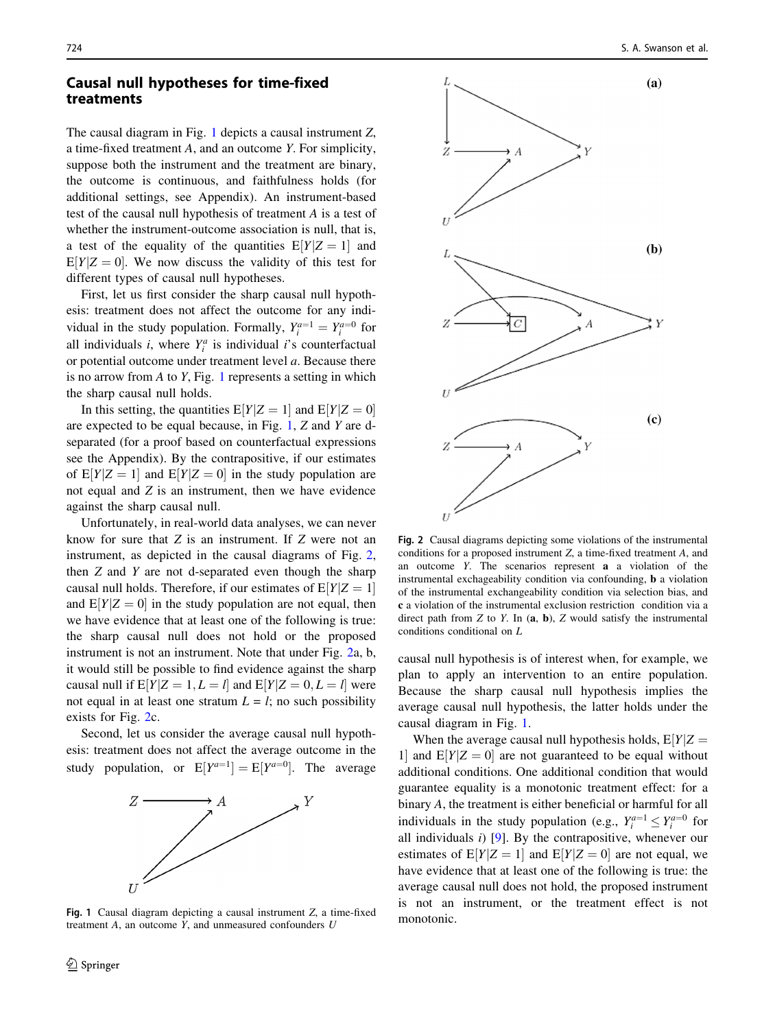## Causal null hypotheses for time-fixed treatments

The causal diagram in Fig. 1 depicts a causal instrument $Z$, a time-fixed treatment $A$, and an outcome $Y$. For simplicity, suppose both the instrument and the treatment are binary, the outcome is continuous, and faithfulness holds (for additional settings, see Appendix). An instrument-based test of the causal null hypothesis of treatment $A$ is a test of whether the instrument-outcome association is null, that is, a test of the equality of the quantities $\mathrm{E}[Y|Z=1]$ and $\mathrm{E}[Y|Z=0]$. We now discuss the validity of this test for different types of causal null hypotheses.

First, let us first consider the sharp causal null hypothesis: treatment does not affect the outcome for any individual in the study population. Formally, $Y_i^{a=1} = Y_i^{a=0}$ for all individuals $i$, where $Y_i^a$ is individual $i$'s counterfactual or potential outcome under treatment level $a$. Because there is no arrow from $A$ to $Y$, Fig. 1 represents a setting in which the sharp causal null holds.

In this setting, the quantities $\mathrm{E}[Y|Z=1]$ and $\mathrm{E}[Y|Z=0]$ are expected to be equal because, in Fig. 1, $Z$ and $Y$ are d-separated (for a proof based on counterfactual expressions see the Appendix). By the contrapositive, if our estimates of $\mathrm{E}[Y|Z=1]$ and $\mathrm{E}[Y|Z=0]$ in the study population are not equal and $Z$ is an instrument, then we have evidence against the sharp causal null.

Unfortunately, in real-world data analyses, we can never know for sure that $Z$ is an instrument. If $Z$ were not an instrument, as depicted in the causal diagrams of Fig. 2, then $Z$ and $Y$ are not d-separated even though the sharp causal null holds. Therefore, if our estimates of $\mathrm{E}[Y|Z=1]$ and $\mathrm{E}[Y|Z=0]$ in the study population are not equal, then we have evidence that at least one of the following is true: the sharp causal null does not hold or the proposed instrument is not an instrument. Note that under Fig. 2a, b, it would still be possible to find evidence against the sharp causal null if $\mathrm{E}[Y|Z=1, L=l]$ and $\mathrm{E}[Y|Z=0, L=l]$ were not equal in at least one stratum $L=l$; no such possibility exists for Fig. 2c.

Second, let us consider the average causal null hypothesis: treatment does not affect the average outcome in the study population, or $\mathrm{E}[Y^{a=1}] = \mathrm{E}[Y^{a=0}]$. The average causal null hypothesis is of interest when, for example, we plan to apply an intervention to an entire population. Because the sharp causal null hypothesis implies the average causal null hypothesis, the latter holds under the causal diagram in Fig. 1.

Fig. 1 Causal diagram depicting a causal instrument $Z$, a time-fixed treatment $A$, an outcome $Y$, and unmeasured confounders $U$

Fig. 2 Causal diagrams depicting some violations of the instrumental conditions for a proposed instrument $Z$, a time-fixed treatment $A$, and an outcome $Y$. The scenarios represent **a** a violation of the instrumental exchangeability condition via confounding, **b** a violation of the instrumental exchangeability condition via selection bias, and **c** a violation of the instrumental exclusion restriction condition via a direct path from $Z$ to $Y$. In (**a**, **b**), $Z$ would satisfy the instrumental conditions conditional on $L$

When the average causal null hypothesis holds, $\mathrm{E}[Y|Z=1]$ and $\mathrm{E}[Y|Z=0]$ are not guaranteed to be equal without additional conditions. One additional condition that would guarantee equality is a monotonic treatment effect: for a binary $A$, the treatment is either beneficial or harmful for all individuals in the study population (e.g., $Y_i^{a=1} \leq Y_i^{a=0}$ for all individuals $i$) [9]. By the contrapositive, whenever our estimates of $\mathrm{E}[Y|Z=1]$ and $\mathrm{E}[Y|Z=0]$ are not equal, we have evidence that at least one of the following is true: the average causal null does not hold, the proposed instrument is not an instrument, or the treatment effect is not monotonic.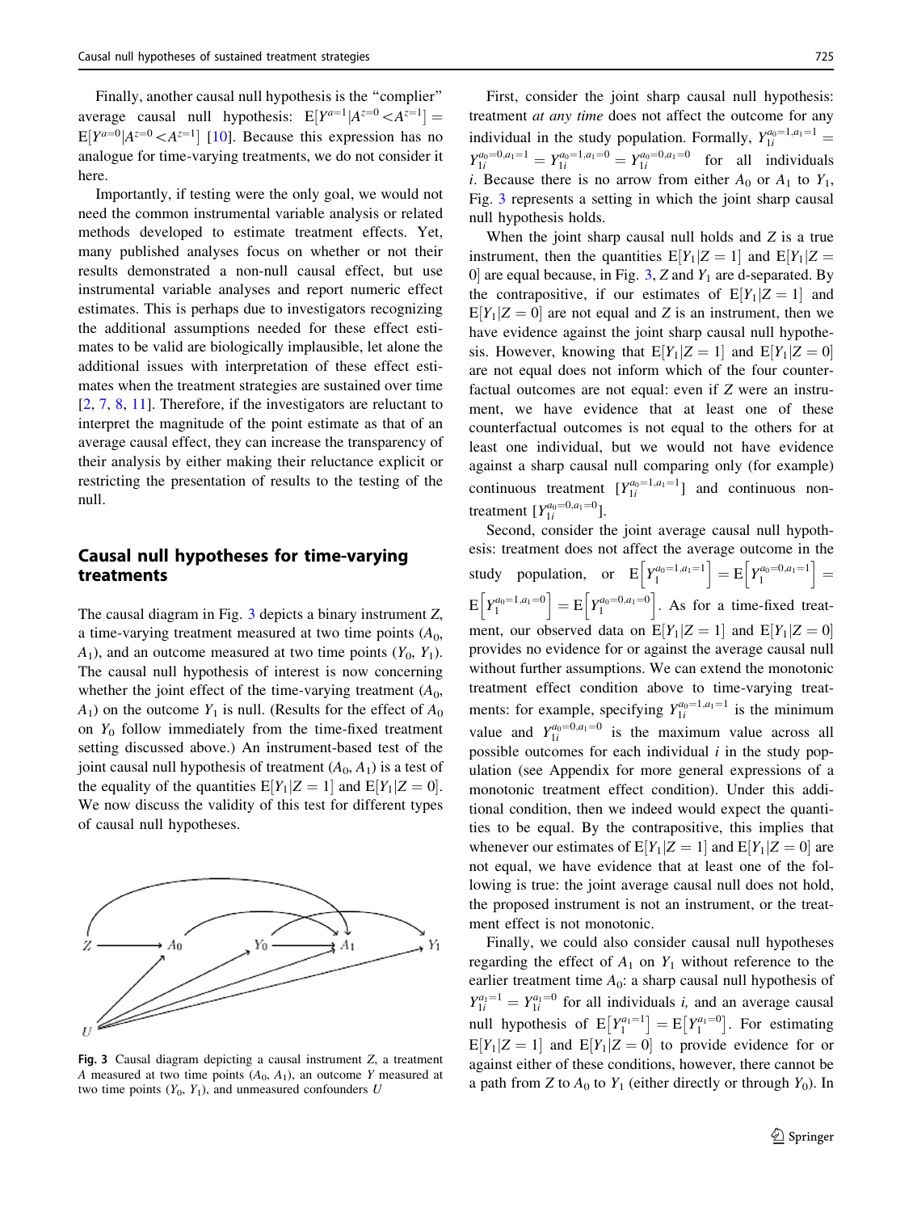Finally, another causal null hypothesis is the "complier" average causal null hypothesis: $\mathrm{E}[Y^{a=1}|A^{z=0} < A^{z=1}] = \mathrm{E}[Y^{a=0}|A^{z=0} < A^{z=1}]$ [10]. Because this expression has no analogue for time-varying treatments, we do not consider it here.

Importantly, if testing were the only goal, we would not need the common instrumental variable analysis or related methods developed to estimate treatment effects. Yet, many published analyses focus on whether or not their results demonstrated a non-null causal effect, but use instrumental variable analyses and report numeric effect estimates. This is perhaps due to investigators recognizing the additional assumptions needed for these effect estimates to be valid are biologically implausible, let alone the additional issues with interpretation of these effect estimates when the treatment strategies are sustained over time [2, 7, 8, 11]. Therefore, if the investigators are reluctant to interpret the magnitude of the point estimate as that of an average causal effect, they can increase the transparency of their analysis by either making their reluctance explicit or restricting the presentation of results to the testing of the null.

## Causal null hypotheses for time-varying treatments

The causal diagram in Fig. 3 depicts a binary instrument $Z$, a time-varying treatment measured at two time points ($A_0$, $A_1$), and an outcome measured at two time points ($Y_0$, $Y_1$). The causal null hypothesis of interest is now concerning whether the joint effect of the time-varying treatment ($A_0$, $A_1$) on the outcome $Y_1$ is null. (Results for the effect of $A_0$ on $Y_0$ follow immediately from the time-fixed treatment setting discussed above.) An instrument-based test of the joint causal null hypothesis of treatment ($A_0$, $A_1$) is a test of the equality of the quantities $\mathrm{E}[Y_1|Z = 1]$ and $\mathrm{E}[Y_1|Z = 0]$. We now discuss the validity of this test for different types of causal null hypotheses.

**Fig. 3** Causal diagram depicting a causal instrument $Z$, a treatment $A$ measured at two time points ($A_0$, $A_1$), an outcome $Y$ measured at two time points ($Y_0$, $Y_1$), and unmeasured confounders $U$

First, consider the joint sharp causal null hypothesis: treatment *at any time* does not affect the outcome for any individual in the study population. Formally, $Y_{1i}^{a_0=1,a_1=1} = Y_{1i}^{a_0=0,a_1=1} = Y_{1i}^{a_0=1,a_1=0} = Y_{1i}^{a_0=0,a_1=0}$ for all individuals $i$. Because there is no arrow from either $A_0$ or $A_1$ to $Y_1$, Fig. 3 represents a setting in which the joint sharp causal null hypothesis holds.

When the joint sharp causal null holds and $Z$ is a true instrument, then the quantities $\mathrm{E}[Y_1|Z = 1]$ and $\mathrm{E}[Y_1|Z = 0]$ are equal because, in Fig. 3, $Z$ and $Y_1$ are d-separated. By the contrapositive, if our estimates of $\mathrm{E}[Y_1|Z = 1]$ and $\mathrm{E}[Y_1|Z = 0]$ are not equal and $Z$ is an instrument, then we have evidence against the joint sharp causal null hypothesis. However, knowing that $\mathrm{E}[Y_1|Z = 1]$ and $\mathrm{E}[Y_1|Z = 0]$ are not equal does not inform which of the four counterfactual outcomes are not equal: even if $Z$ were an instrument, we have evidence that at least one of these counterfactual outcomes is not equal to the others for at least one individual, but we would not have evidence against a sharp causal null comparing only (for example) continuous treatment [$Y_{1i}^{a_0=1,a_1=1}$] and continuous non-treatment [$Y_{1i}^{a_0=0,a_1=0}$].

Second, consider the joint average causal null hypothesis: treatment does not affect the average outcome in the study population, or $\mathrm{E}\left[Y_1^{a_0=1,a_1=1}\right] = \mathrm{E}\left[Y_1^{a_0=0,a_1=1}\right] = \mathrm{E}\left[Y_1^{a_0=1,a_1=0}\right] = \mathrm{E}\left[Y_1^{a_0=0,a_1=0}\right]$. As for a time-fixed treatment, our observed data on $\mathrm{E}[Y_1|Z = 1]$ and $\mathrm{E}[Y_1|Z = 0]$ provides no evidence for or against the average causal null without further assumptions. We can extend the monotonic treatment effect condition above to time-varying treatments: for example, specifying $Y_{1i}^{a_0=1,a_1=1}$ is the minimum value and $Y_{1i}^{a_0=0,a_1=0}$ is the maximum value across all possible outcomes for each individual $i$ in the study population (see Appendix for more general expressions of a monotonic treatment effect condition). Under this additional condition, then we indeed would expect the quantities to be equal. By the contrapositive, this implies that whenever our estimates of $\mathrm{E}[Y_1|Z = 1]$ and $\mathrm{E}[Y_1|Z = 0]$ are not equal, we have evidence that at least one of the following is true: the joint average causal null does not hold, the proposed instrument is not an instrument, or the treatment effect is not monotonic.

Finally, we could also consider causal null hypotheses regarding the effect of $A_1$ on $Y_1$ without reference to the earlier treatment time $A_0$: a sharp causal null hypothesis of $Y_{1i}^{a_1=1} = Y_{1i}^{a_1=0}$ for all individuals $i$, and an average causal null hypothesis of $\mathrm{E}\left[Y_1^{a_1=1}\right] = \mathrm{E}\left[Y_1^{a_1=0}\right]$. For estimating $\mathrm{E}[Y_1|Z = 1]$ and $\mathrm{E}[Y_1|Z = 0]$ to provide evidence for or against either of these conditions, however, there cannot be a path from $Z$ to $A_0$ to $Y_1$ (either directly or through $Y_0$). In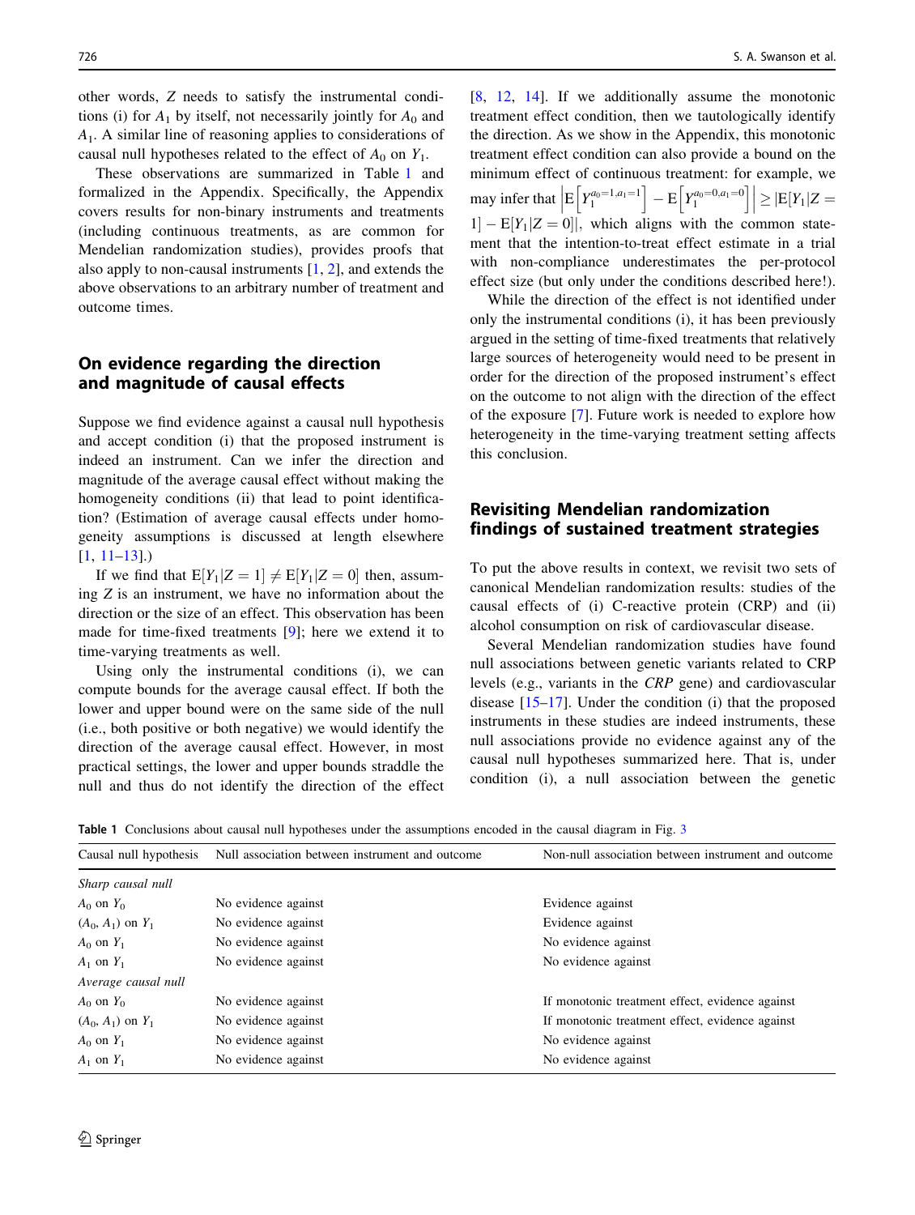other words, $Z$ needs to satisfy the instrumental conditions (i) for $A_1$ by itself, not necessarily jointly for $A_0$ and $A_1$. A similar line of reasoning applies to considerations of causal null hypotheses related to the effect of $A_0$ on $Y_1$.

These observations are summarized in Table 1 and formalized in the Appendix. Specifically, the Appendix covers results for non-binary instruments and treatments (including continuous treatments, as are common for Mendelian randomization studies), provides proofs that also apply to non-causal instruments [1, 2], and extends the above observations to an arbitrary number of treatment and outcome times.

## On evidence regarding the direction and magnitude of causal effects

Suppose we find evidence against a causal null hypothesis and accept condition (i) that the proposed instrument is indeed an instrument. Can we infer the direction and magnitude of the average causal effect without making the homogeneity conditions (ii) that lead to point identification? (Estimation of average causal effects under homogeneity assumptions is discussed at length elsewhere [1, 11–13].)

If we find that $\mathrm{E}[Y_1|Z=1] \neq \mathrm{E}[Y_1|Z=0]$ then, assuming $Z$ is an instrument, we have no information about the direction or the size of an effect. This observation has been made for time-fixed treatments [9]; here we extend it to time-varying treatments as well.

Using only the instrumental conditions (i), we can compute bounds for the average causal effect. If both the lower and upper bound were on the same side of the null (i.e., both positive or both negative) we would identify the direction of the average causal effect. However, in most practical settings, the lower and upper bounds straddle the null and thus do not identify the direction of the effect [8, 12, 14]. If we additionally assume the monotonic treatment effect condition, then we tautologically identify the direction. As we show in the Appendix, this monotonic treatment effect condition can also provide a bound on the minimum effect of continuous treatment: for example, we may infer that $\left|\mathrm{E}\left[Y_1^{a_0=1,a_1=1}\right] - \mathrm{E}\left[Y_1^{a_0=0,a_1=0}\right]\right| \geq |\mathrm{E}[Y_1|Z=1] - \mathrm{E}[Y_1|Z=0]|$, which aligns with the common statement that the intention-to-treat effect estimate in a trial with non-compliance underestimates the per-protocol effect size (but only under the conditions described here!).

While the direction of the effect is not identified under only the instrumental conditions (i), it has been previously argued in the setting of time-fixed treatments that relatively large sources of heterogeneity would need to be present in order for the direction of the proposed instrument's effect on the outcome to not align with the direction of the effect of the exposure [7]. Future work is needed to explore how heterogeneity in the time-varying treatment setting affects this conclusion.

## Revisiting Mendelian randomization findings of sustained treatment strategies

To put the above results in context, we revisit two sets of canonical Mendelian randomization results: studies of the causal effects of (i) C-reactive protein (CRP) and (ii) alcohol consumption on risk of cardiovascular disease.

Several Mendelian randomization studies have found null associations between genetic variants related to CRP levels (e.g., variants in the *CRP* gene) and cardiovascular disease [15–17]. Under the condition (i) that the proposed instruments in these studies are indeed instruments, these null associations provide no evidence against any of the causal null hypotheses summarized here. That is, under condition (i), a null association between the genetic

**Table 1** Conclusions about causal null hypotheses under the assumptions encoded in the causal diagram in Fig. 3

| Causal null hypothesis | Null association between instrument and outcome | Non-null association between instrument and outcome |
|---|---|---|
| *Sharp causal null* | | |
| $A_0$ on $Y_0$ | No evidence against | Evidence against |
| $(A_0, A_1)$ on $Y_1$ | No evidence against | Evidence against |
| $A_0$ on $Y_1$ | No evidence against | No evidence against |
| $A_1$ on $Y_1$ | No evidence against | No evidence against |
| *Average causal null* | | |
| $A_0$ on $Y_0$ | No evidence against | If monotonic treatment effect, evidence against |
| $(A_0, A_1)$ on $Y_1$ | No evidence against | If monotonic treatment effect, evidence against |
| $A_0$ on $Y_1$ | No evidence against | No evidence against |
| $A_1$ on $Y_1$ | No evidence against | No evidence against |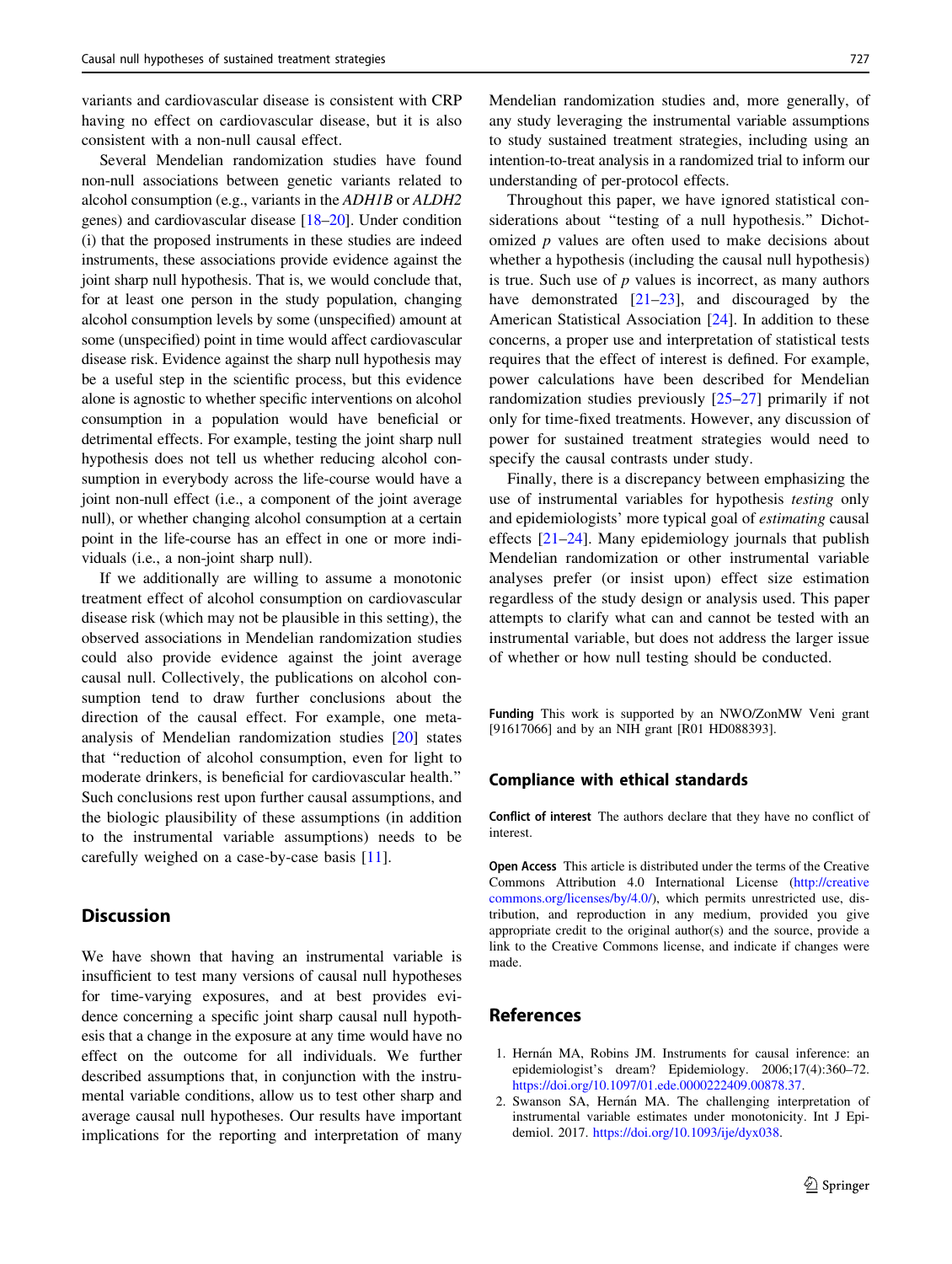variants and cardiovascular disease is consistent with CRP having no effect on cardiovascular disease, but it is also consistent with a non-null causal effect.

Several Mendelian randomization studies have found non-null associations between genetic variants related to alcohol consumption (e.g., variants in the *ADH1B* or *ALDH2* genes) and cardiovascular disease [18–20]. Under condition (i) that the proposed instruments in these studies are indeed instruments, these associations provide evidence against the joint sharp null hypothesis. That is, we would conclude that, for at least one person in the study population, changing alcohol consumption levels by some (unspecified) amount at some (unspecified) point in time would affect cardiovascular disease risk. Evidence against the sharp null hypothesis may be a useful step in the scientific process, but this evidence alone is agnostic to whether specific interventions on alcohol consumption in a population would have beneficial or detrimental effects. For example, testing the joint sharp null hypothesis does not tell us whether reducing alcohol consumption in everybody across the life-course would have a joint non-null effect (i.e., a component of the joint average null), or whether changing alcohol consumption at a certain point in the life-course has an effect in one or more individuals (i.e., a non-joint sharp null).

If we additionally are willing to assume a monotonic treatment effect of alcohol consumption on cardiovascular disease risk (which may not be plausible in this setting), the observed associations in Mendelian randomization studies could also provide evidence against the joint average causal null. Collectively, the publications on alcohol consumption tend to draw further conclusions about the direction of the causal effect. For example, one meta-analysis of Mendelian randomization studies [20] states that "reduction of alcohol consumption, even for light to moderate drinkers, is beneficial for cardiovascular health." Such conclusions rest upon further causal assumptions, and the biologic plausibility of these assumptions (in addition to the instrumental variable assumptions) needs to be carefully weighed on a case-by-case basis [11].

## Discussion

We have shown that having an instrumental variable is insufficient to test many versions of causal null hypotheses for time-varying exposures, and at best provides evidence concerning a specific joint sharp causal null hypothesis that a change in the exposure at any time would have no effect on the outcome for all individuals. We further described assumptions that, in conjunction with the instrumental variable conditions, allow us to test other sharp and average causal null hypotheses. Our results have important implications for the reporting and interpretation of many Mendelian randomization studies and, more generally, of any study leveraging the instrumental variable assumptions to study sustained treatment strategies, including using an intention-to-treat analysis in a randomized trial to inform our understanding of per-protocol effects.

Throughout this paper, we have ignored statistical considerations about "testing of a null hypothesis." Dichotomized $p$ values are often used to make decisions about whether a hypothesis (including the causal null hypothesis) is true. Such use of $p$ values is incorrect, as many authors have demonstrated [21–23], and discouraged by the American Statistical Association [24]. In addition to these concerns, a proper use and interpretation of statistical tests requires that the effect of interest is defined. For example, power calculations have been described for Mendelian randomization studies previously [25–27] primarily if not only for time-fixed treatments. However, any discussion of power for sustained treatment strategies would need to specify the causal contrasts under study.

Finally, there is a discrepancy between emphasizing the use of instrumental variables for hypothesis *testing* only and epidemiologists' more typical goal of *estimating* causal effects [21–24]. Many epidemiology journals that publish Mendelian randomization or other instrumental variable analyses prefer (or insist upon) effect size estimation regardless of the study design or analysis used. This paper attempts to clarify what can and cannot be tested with an instrumental variable, but does not address the larger issue of whether or how null testing should be conducted.

**Funding** This work is supported by an NWO/ZonMW Veni grant [91617066] and by an NIH grant [R01 HD088393].

## Compliance with ethical standards

**Conflict of interest** The authors declare that they have no conflict of interest.

**Open Access** This article is distributed under the terms of the Creative Commons Attribution 4.0 International License (http://creativecommons.org/licenses/by/4.0/), which permits unrestricted use, distribution, and reproduction in any medium, provided you give appropriate credit to the original author(s) and the source, provide a link to the Creative Commons license, and indicate if changes were made.

## References

1. Hernán MA, Robins JM. Instruments for causal inference: an epidemiologist's dream? Epidemiology. 2006;17(4):360–72. https://doi.org/10.1097/01.ede.0000222409.00878.37.
2. Swanson SA, Hernán MA. The challenging interpretation of instrumental variable estimates under monotonicity. Int J Epidemiol. 2017. https://doi.org/10.1093/ije/dyx038.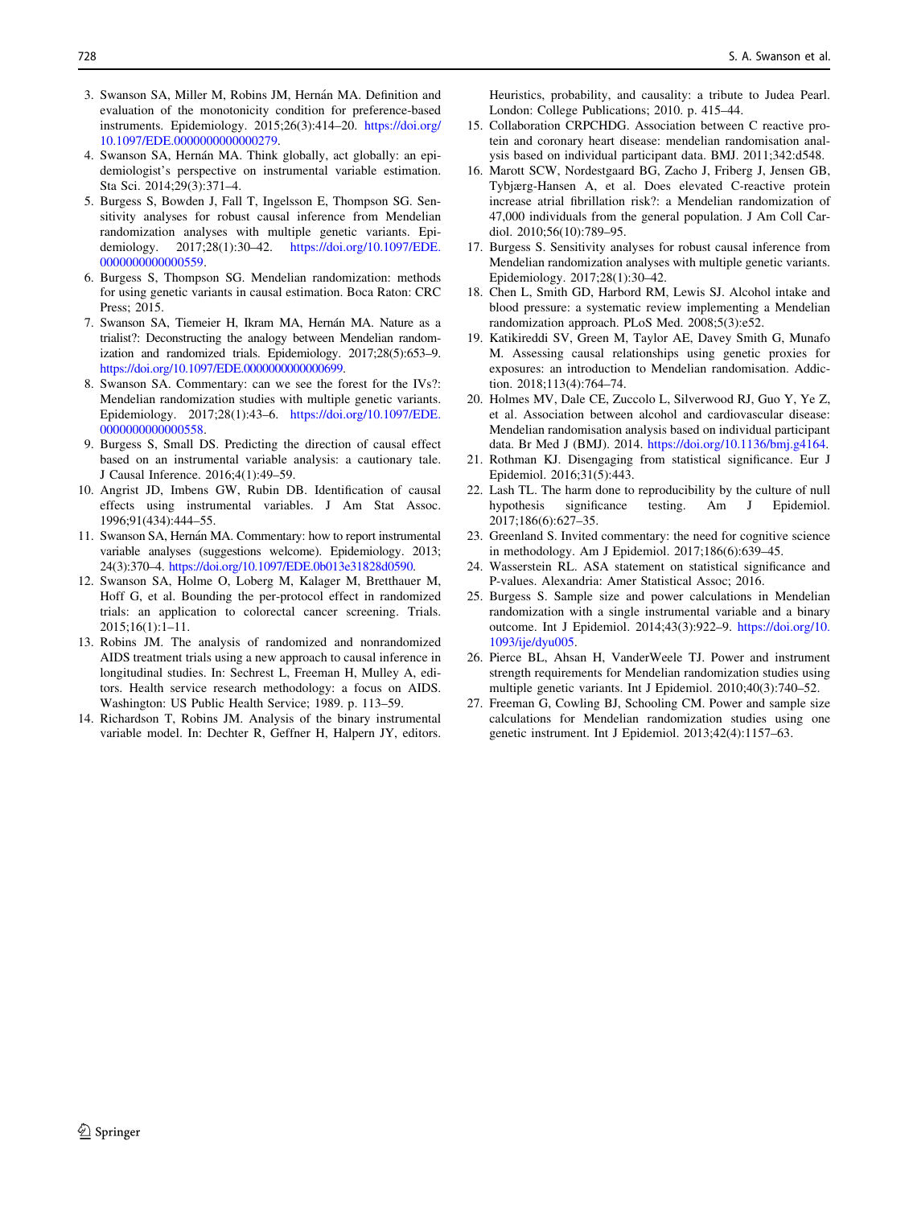3. Swanson SA, Miller M, Robins JM, Hernán MA. Definition and evaluation of the monotonicity condition for preference-based instruments. Epidemiology. 2015;26(3):414–20. https://doi.org/10.1097/EDE.0000000000000279.
4. Swanson SA, Hernán MA. Think globally, act globally: an epidemiologist's perspective on instrumental variable estimation. Sta Sci. 2014;29(3):371–4.
5. Burgess S, Bowden J, Fall T, Ingelsson E, Thompson SG. Sensitivity analyses for robust causal inference from Mendelian randomization analyses with multiple genetic variants. Epidemiology. 2017;28(1):30–42. https://doi.org/10.1097/EDE.0000000000000559.
6. Burgess S, Thompson SG. Mendelian randomization: methods for using genetic variants in causal estimation. Boca Raton: CRC Press; 2015.
7. Swanson SA, Tiemeier H, Ikram MA, Hernán MA. Nature as a trialist?: Deconstructing the analogy between Mendelian randomization and randomized trials. Epidemiology. 2017;28(5):653–9. https://doi.org/10.1097/EDE.0000000000000699.
8. Swanson SA. Commentary: can we see the forest for the IVs?: Mendelian randomization studies with multiple genetic variants. Epidemiology. 2017;28(1):43–6. https://doi.org/10.1097/EDE.0000000000000558.
9. Burgess S, Small DS. Predicting the direction of causal effect based on an instrumental variable analysis: a cautionary tale. J Causal Inference. 2016;4(1):49–59.
10. Angrist JD, Imbens GW, Rubin DB. Identification of causal effects using instrumental variables. J Am Stat Assoc. 1996;91(434):444–55.
11. Swanson SA, Hernán MA. Commentary: how to report instrumental variable analyses (suggestions welcome). Epidemiology. 2013;24(3):370–4. https://doi.org/10.1097/EDE.0b013e31828d0590.
12. Swanson SA, Holme O, Loberg M, Kalager M, Bretthauer M, Hoff G, et al. Bounding the per-protocol effect in randomized trials: an application to colorectal cancer screening. Trials. 2015;16(1):1–11.
13. Robins JM. The analysis of randomized and nonrandomized AIDS treatment trials using a new approach to causal inference in longitudinal studies. In: Sechrest L, Freeman H, Mulley A, editors. Health service research methodology: a focus on AIDS. Washington: US Public Health Service; 1989. p. 113–59.
14. Richardson T, Robins JM. Analysis of the binary instrumental variable model. In: Dechter R, Geffner H, Halpern JY, editors. Heuristics, probability, and causality: a tribute to Judea Pearl. London: College Publications; 2010. p. 415–44.
15. Collaboration CRPCHDG. Association between C reactive protein and coronary heart disease: mendelian randomisation analysis based on individual participant data. BMJ. 2011;342:d548.
16. Marott SCW, Nordestgaard BG, Zacho J, Friberg J, Jensen GB, Tybjærg-Hansen A, et al. Does elevated C-reactive protein increase atrial fibrillation risk?: a Mendelian randomization of 47,000 individuals from the general population. J Am Coll Cardiol. 2010;56(10):789–95.
17. Burgess S. Sensitivity analyses for robust causal inference from Mendelian randomization analyses with multiple genetic variants. Epidemiology. 2017;28(1):30–42.
18. Chen L, Smith GD, Harbord RM, Lewis SJ. Alcohol intake and blood pressure: a systematic review implementing a Mendelian randomization approach. PLoS Med. 2008;5(3):e52.
19. Katikireddi SV, Green M, Taylor AE, Davey Smith G, Munafo M. Assessing causal relationships using genetic proxies for exposures: an introduction to Mendelian randomisation. Addiction. 2018;113(4):764–74.
20. Holmes MV, Dale CE, Zuccolo L, Silverwood RJ, Guo Y, Ye Z, et al. Association between alcohol and cardiovascular disease: Mendelian randomisation analysis based on individual participant data. Br Med J (BMJ). 2014. https://doi.org/10.1136/bmj.g4164.
21. Rothman KJ. Disengaging from statistical significance. Eur J Epidemiol. 2016;31(5):443.
22. Lash TL. The harm done to reproducibility by the culture of null hypothesis significance testing. Am J Epidemiol. 2017;186(6):627–35.
23. Greenland S. Invited commentary: the need for cognitive science in methodology. Am J Epidemiol. 2017;186(6):639–45.
24. Wasserstein RL. ASA statement on statistical significance and P-values. Alexandria: Amer Statistical Assoc; 2016.
25. Burgess S. Sample size and power calculations in Mendelian randomization with a single instrumental variable and a binary outcome. Int J Epidemiol. 2014;43(3):922–9. https://doi.org/10.1093/ije/dyu005.
26. Pierce BL, Ahsan H, VanderWeele TJ. Power and instrument strength requirements for Mendelian randomization studies using multiple genetic variants. Int J Epidemiol. 2010;40(3):740–52.
27. Freeman G, Cowling BJ, Schooling CM. Power and sample size calculations for Mendelian randomization studies using one genetic instrument. Int J Epidemiol. 2013;42(4):1157–63.